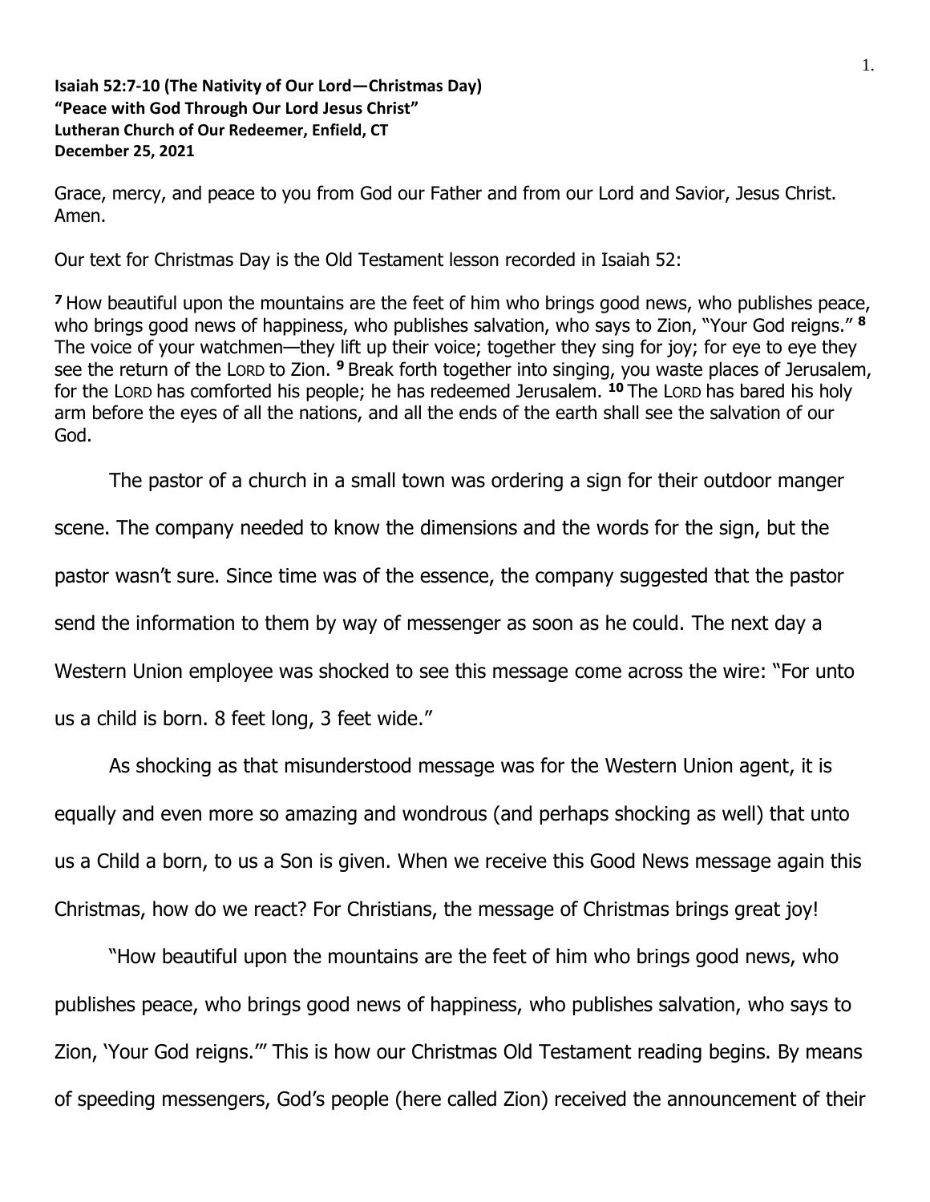**Isaiah 52:7-10 (The Nativity of Our Lord—Christmas Day)**
**"Peace with God Through Our Lord Jesus Christ"**
**Lutheran Church of Our Redeemer, Enfield, CT**
**December 25, 2021**

Grace, mercy, and peace to you from God our Father and from our Lord and Savior, Jesus Christ. Amen.

Our text for Christmas Day is the Old Testament lesson recorded in Isaiah 52:

**7** How beautiful upon the mountains are the feet of him who brings good news, who publishes peace, who brings good news of happiness, who publishes salvation, who says to Zion, "Your God reigns." **8** The voice of your watchmen—they lift up their voice; together they sing for joy; for eye to eye they see the return of the LORD to Zion. **9** Break forth together into singing, you waste places of Jerusalem, for the LORD has comforted his people; he has redeemed Jerusalem. **10** The LORD has bared his holy arm before the eyes of all the nations, and all the ends of the earth shall see the salvation of our God.

The pastor of a church in a small town was ordering a sign for their outdoor manger scene. The company needed to know the dimensions and the words for the sign, but the pastor wasn't sure. Since time was of the essence, the company suggested that the pastor send the information to them by way of messenger as soon as he could. The next day a Western Union employee was shocked to see this message come across the wire: "For unto us a child is born. 8 feet long, 3 feet wide."

As shocking as that misunderstood message was for the Western Union agent, it is equally and even more so amazing and wondrous (and perhaps shocking as well) that unto us a Child a born, to us a Son is given. When we receive this Good News message again this Christmas, how do we react? For Christians, the message of Christmas brings great joy!

"How beautiful upon the mountains are the feet of him who brings good news, who publishes peace, who brings good news of happiness, who publishes salvation, who says to Zion, 'Your God reigns.'" This is how our Christmas Old Testament reading begins. By means of speeding messengers, God's people (here called Zion) received the announcement of their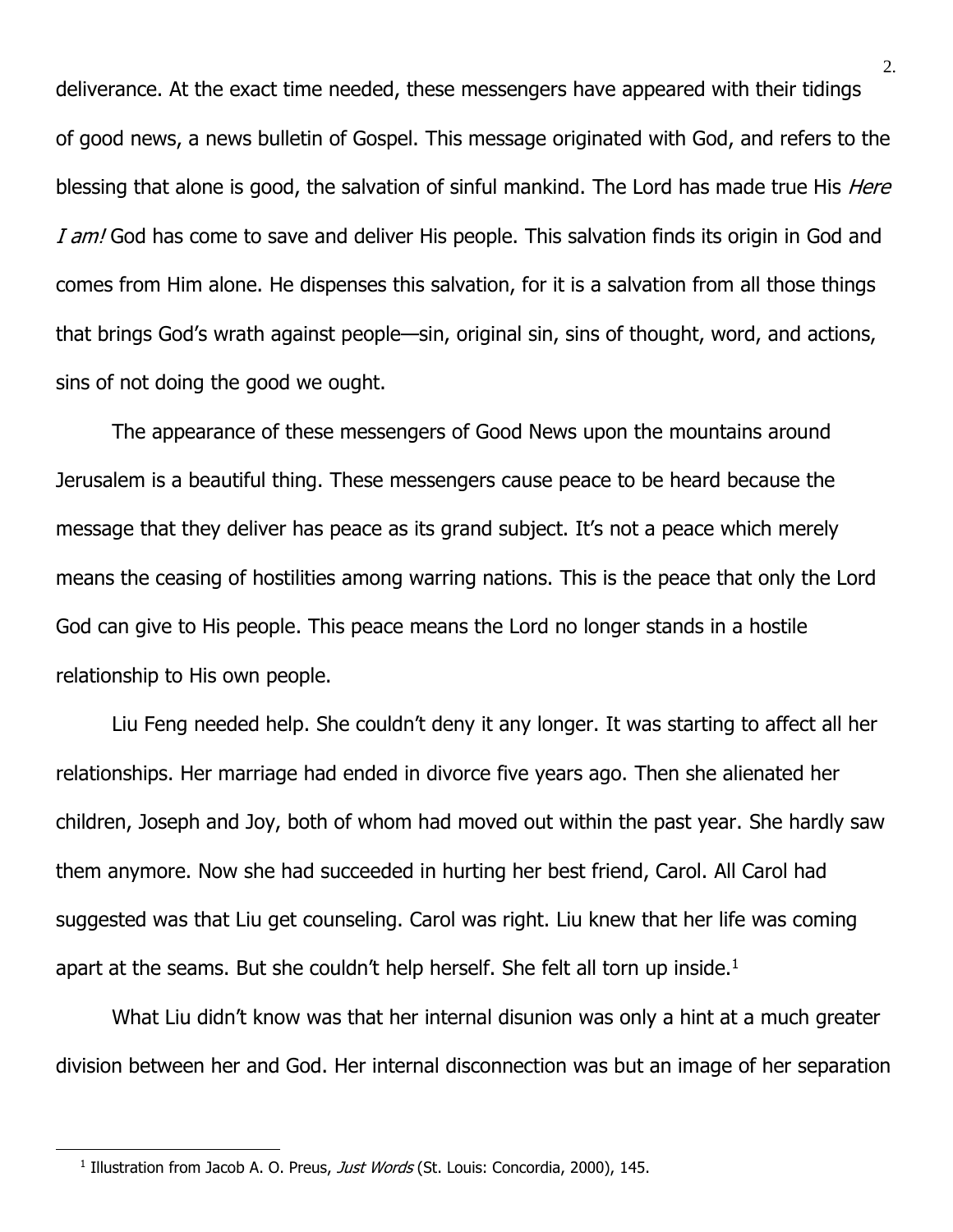deliverance. At the exact time needed, these messengers have appeared with their tidings of good news, a news bulletin of Gospel. This message originated with God, and refers to the blessing that alone is good, the salvation of sinful mankind. The Lord has made true His *Here I am!* God has come to save and deliver His people. This salvation finds its origin in God and comes from Him alone. He dispenses this salvation, for it is a salvation from all those things that brings God's wrath against people—sin, original sin, sins of thought, word, and actions, sins of not doing the good we ought.

The appearance of these messengers of Good News upon the mountains around Jerusalem is a beautiful thing. These messengers cause peace to be heard because the message that they deliver has peace as its grand subject. It's not a peace which merely means the ceasing of hostilities among warring nations. This is the peace that only the Lord God can give to His people. This peace means the Lord no longer stands in a hostile relationship to His own people.

Liu Feng needed help. She couldn't deny it any longer. It was starting to affect all her relationships. Her marriage had ended in divorce five years ago. Then she alienated her children, Joseph and Joy, both of whom had moved out within the past year. She hardly saw them anymore. Now she had succeeded in hurting her best friend, Carol. All Carol had suggested was that Liu get counseling. Carol was right. Liu knew that her life was coming apart at the seams. But she couldn't help herself. She felt all torn up inside.[1]

What Liu didn't know was that her internal disunion was only a hint at a much greater division between her and God. Her internal disconnection was but an image of her separation

[1] Illustration from Jacob A. O. Preus, *Just Words* (St. Louis: Concordia, 2000), 145.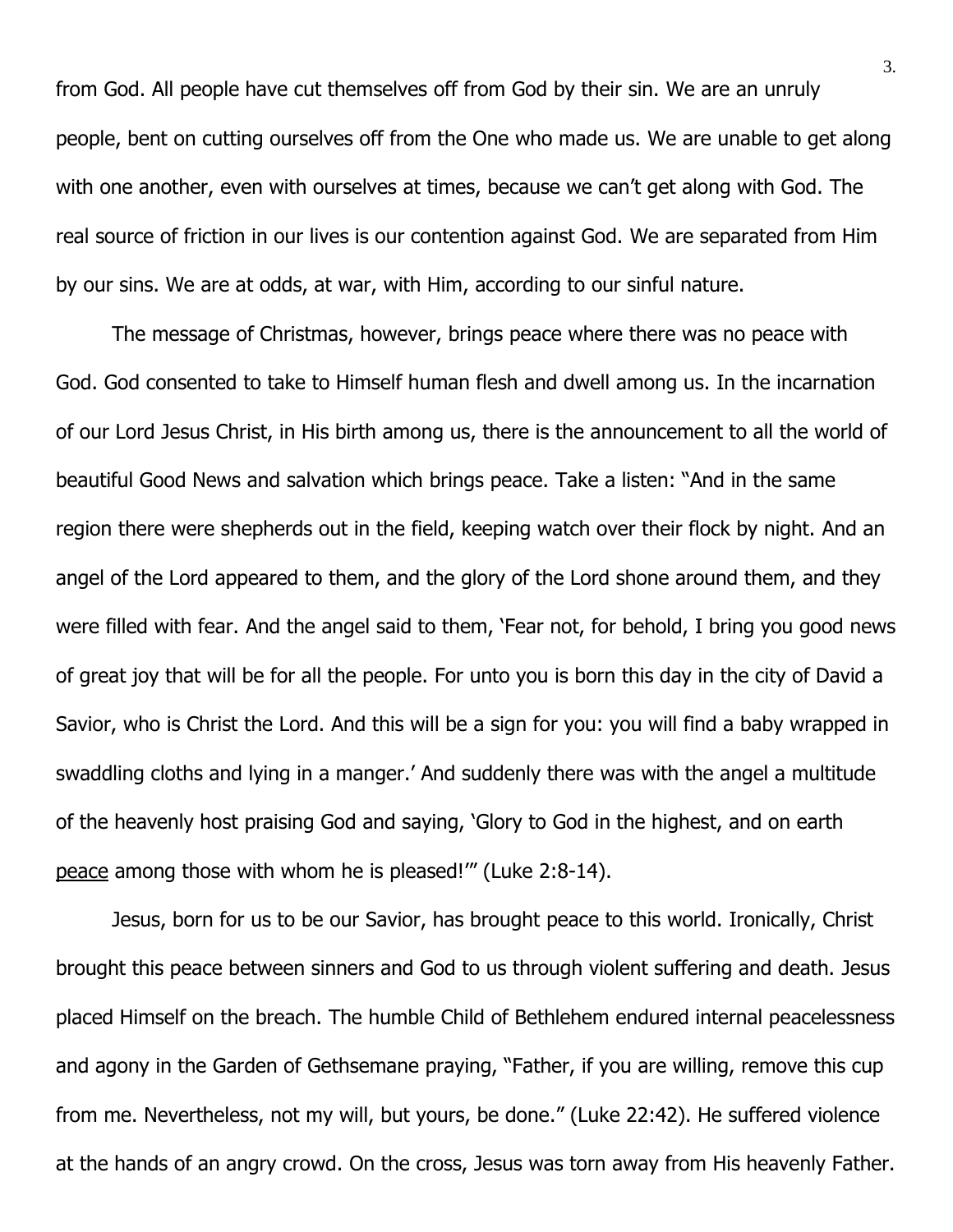from God. All people have cut themselves off from God by their sin. We are an unruly people, bent on cutting ourselves off from the One who made us. We are unable to get along with one another, even with ourselves at times, because we can't get along with God. The real source of friction in our lives is our contention against God. We are separated from Him by our sins. We are at odds, at war, with Him, according to our sinful nature.

The message of Christmas, however, brings peace where there was no peace with God. God consented to take to Himself human flesh and dwell among us. In the incarnation of our Lord Jesus Christ, in His birth among us, there is the announcement to all the world of beautiful Good News and salvation which brings peace. Take a listen: "And in the same region there were shepherds out in the field, keeping watch over their flock by night. And an angel of the Lord appeared to them, and the glory of the Lord shone around them, and they were filled with fear. And the angel said to them, 'Fear not, for behold, I bring you good news of great joy that will be for all the people. For unto you is born this day in the city of David a Savior, who is Christ the Lord. And this will be a sign for you: you will find a baby wrapped in swaddling cloths and lying in a manger.' And suddenly there was with the angel a multitude of the heavenly host praising God and saying, 'Glory to God in the highest, and on earth <u>peace</u> among those with whom he is pleased!'" (Luke 2:8-14).

Jesus, born for us to be our Savior, has brought peace to this world. Ironically, Christ brought this peace between sinners and God to us through violent suffering and death. Jesus placed Himself on the breach. The humble Child of Bethlehem endured internal peacelessness and agony in the Garden of Gethsemane praying, "Father, if you are willing, remove this cup from me. Nevertheless, not my will, but yours, be done." (Luke 22:42). He suffered violence at the hands of an angry crowd. On the cross, Jesus was torn away from His heavenly Father.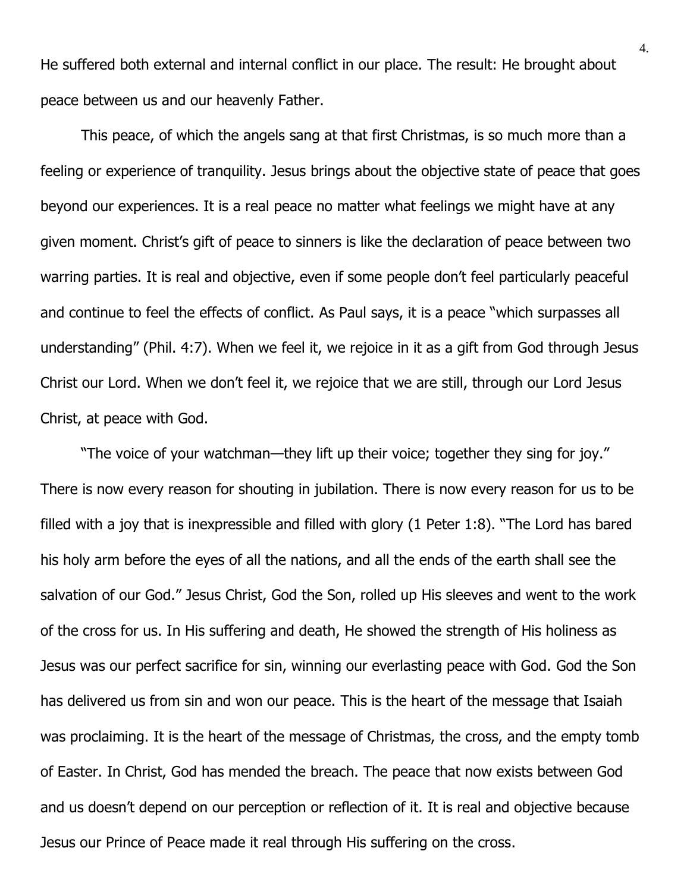He suffered both external and internal conflict in our place. The result: He brought about peace between us and our heavenly Father.

This peace, of which the angels sang at that first Christmas, is so much more than a feeling or experience of tranquility. Jesus brings about the objective state of peace that goes beyond our experiences. It is a real peace no matter what feelings we might have at any given moment. Christ's gift of peace to sinners is like the declaration of peace between two warring parties. It is real and objective, even if some people don't feel particularly peaceful and continue to feel the effects of conflict. As Paul says, it is a peace "which surpasses all understanding" (Phil. 4:7). When we feel it, we rejoice in it as a gift from God through Jesus Christ our Lord. When we don't feel it, we rejoice that we are still, through our Lord Jesus Christ, at peace with God.

"The voice of your watchman—they lift up their voice; together they sing for joy." There is now every reason for shouting in jubilation. There is now every reason for us to be filled with a joy that is inexpressible and filled with glory (1 Peter 1:8). "The Lord has bared his holy arm before the eyes of all the nations, and all the ends of the earth shall see the salvation of our God." Jesus Christ, God the Son, rolled up His sleeves and went to the work of the cross for us. In His suffering and death, He showed the strength of His holiness as Jesus was our perfect sacrifice for sin, winning our everlasting peace with God. God the Son has delivered us from sin and won our peace. This is the heart of the message that Isaiah was proclaiming. It is the heart of the message of Christmas, the cross, and the empty tomb of Easter. In Christ, God has mended the breach. The peace that now exists between God and us doesn't depend on our perception or reflection of it. It is real and objective because Jesus our Prince of Peace made it real through His suffering on the cross.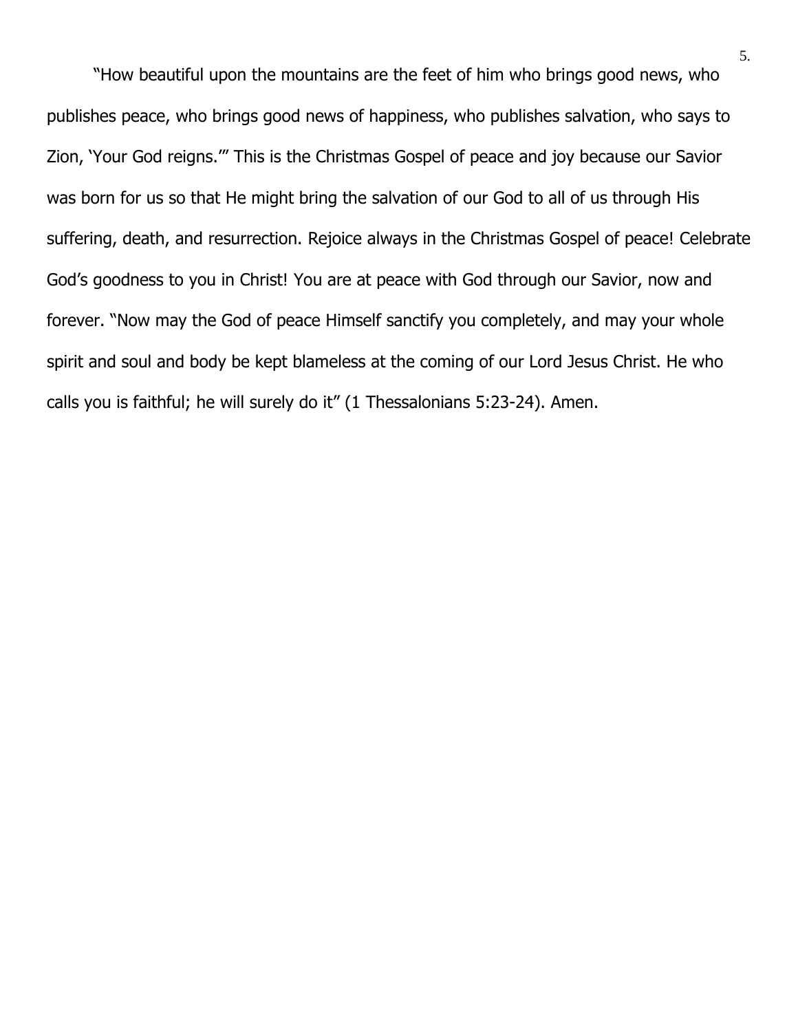"How beautiful upon the mountains are the feet of him who brings good news, who publishes peace, who brings good news of happiness, who publishes salvation, who says to Zion, 'Your God reigns.'" This is the Christmas Gospel of peace and joy because our Savior was born for us so that He might bring the salvation of our God to all of us through His suffering, death, and resurrection. Rejoice always in the Christmas Gospel of peace! Celebrate God's goodness to you in Christ! You are at peace with God through our Savior, now and forever. "Now may the God of peace Himself sanctify you completely, and may your whole spirit and soul and body be kept blameless at the coming of our Lord Jesus Christ. He who calls you is faithful; he will surely do it" (1 Thessalonians 5:23-24). Amen.